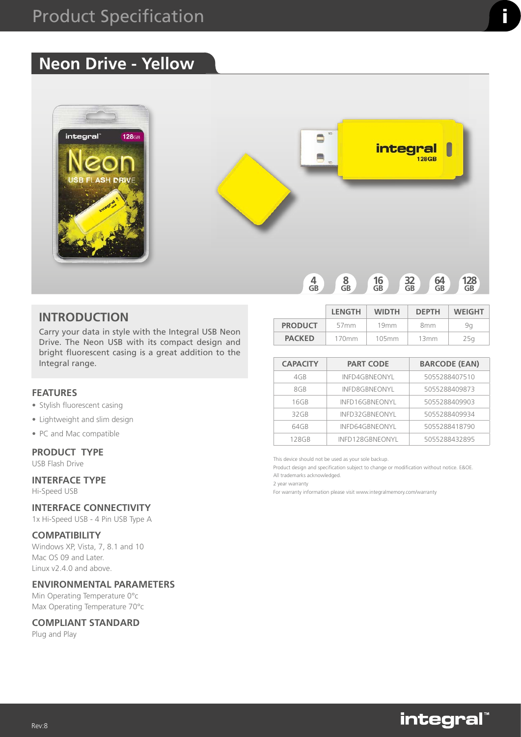# Product Specification

## Neon Drive - Yellow

4 GB | 8 GB | 16 GB | 32 GB | 64 GB | 128 GB

## INTRODUCTION

Carry your data in style with the Integral USB Neon Drive. The Neon USB with its compact design and bright fluorescent casing is a great addition to the Integral range.

### FEATURES

- Stylish fluorescent casing
- Lightweight and slim design
- PC and Mac compatible

### PRODUCT TYPE

USB Flash Drive

### INTERFACE TYPE

Hi-Speed USB

### INTERFACE CONNECTIVITY

1x Hi-Speed USB - 4 Pin USB Type A

### COMPATIBILITY

Windows XP, Vista, 7, 8.1 and 10
Mac OS 09 and Later.
Linux v2.4.0 and above.

### ENVIRONMENTAL PARAMETERS

Min Operating Temperature 0°c
Max Operating Temperature 70°c

### COMPLIANT STANDARD

Plug and Play

| | LENGTH | WIDTH | DEPTH | WEIGHT |
|---|---|---|---|---|
| PRODUCT | 57mm | 19mm | 8mm | 9g |
| PACKED | 170mm | 105mm | 13mm | 25g |

| CAPACITY | PART CODE | BARCODE (EAN) |
|---|---|---|
| 4GB | INFD4GBNEONYL | 5055288407510 |
| 8GB | INFD8GBNEONYL | 5055288409873 |
| 16GB | INFD16GBNEONYL | 5055288409903 |
| 32GB | INFD32GBNEONYL | 5055288409934 |
| 64GB | INFD64GBNEONYL | 5055288418790 |
| 128GB | INFD128GBNEONYL | 5055288432895 |

This device should not be used as your sole backup.
Product design and specification subject to change or modification without notice. E&OE.
All trademarks acknowledged.
2 year warranty
For warranty information please visit www.integralmemory.com/warranty

Rev:8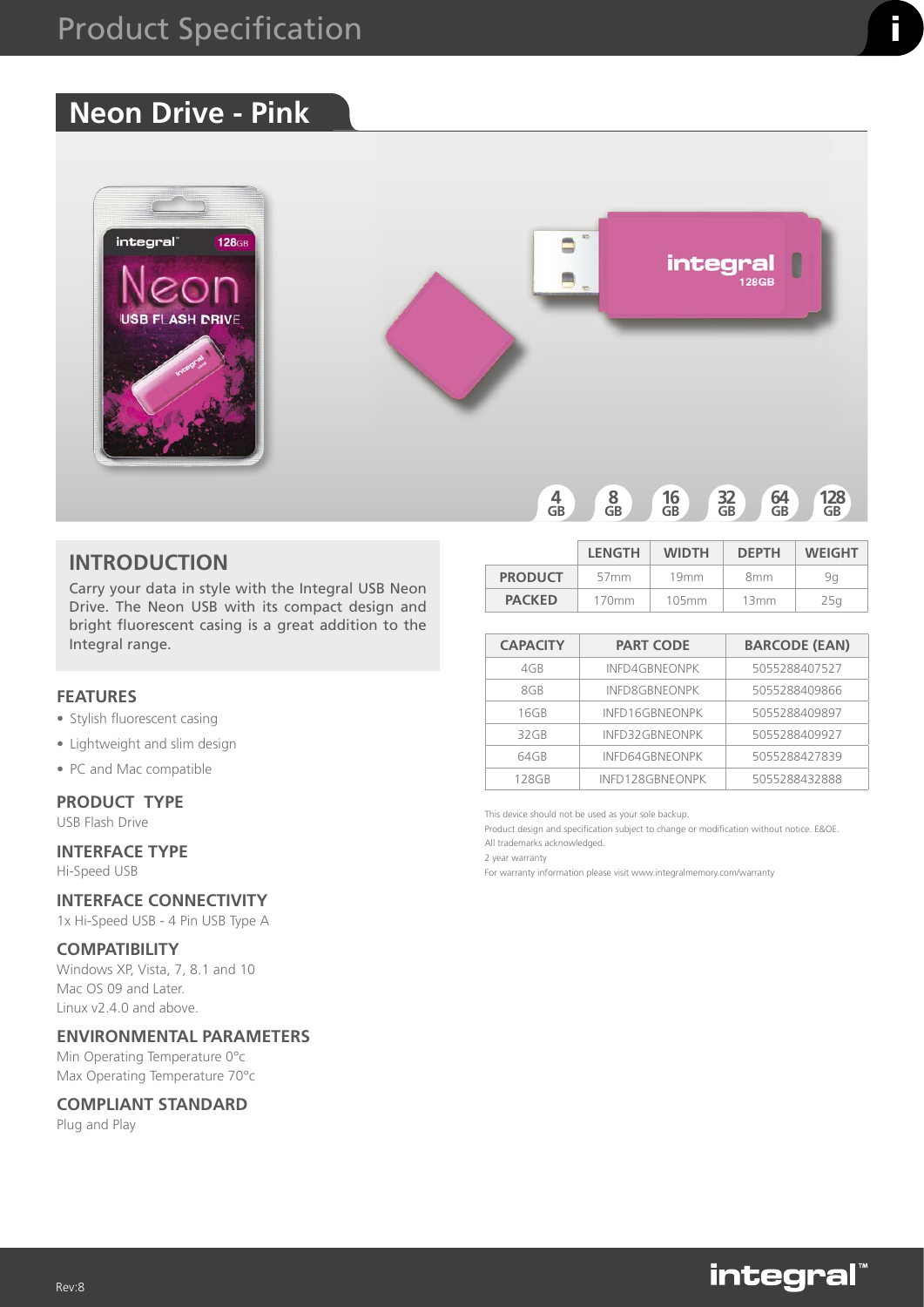# Product Specification

## Neon Drive - Pink

4 GB | 8 GB | 16 GB | 32 GB | 64 GB | 128 GB

## INTRODUCTION

Carry your data in style with the Integral USB Neon Drive. The Neon USB with its compact design and bright fluorescent casing is a great addition to the Integral range.

### FEATURES

- Stylish fluorescent casing
- Lightweight and slim design
- PC and Mac compatible

### PRODUCT TYPE

USB Flash Drive

### INTERFACE TYPE

Hi-Speed USB

### INTERFACE CONNECTIVITY

1x Hi-Speed USB - 4 Pin USB Type A

### COMPATIBILITY

Windows XP, Vista, 7, 8.1 and 10
Mac OS 09 and Later.
Linux v2.4.0 and above.

### ENVIRONMENTAL PARAMETERS

Min Operating Temperature 0°c
Max Operating Temperature 70°c

### COMPLIANT STANDARD

Plug and Play

| | LENGTH | WIDTH | DEPTH | WEIGHT |
|---|---|---|---|---|
| PRODUCT | 57mm | 19mm | 8mm | 9g |
| PACKED | 170mm | 105mm | 13mm | 25g |

| CAPACITY | PART CODE | BARCODE (EAN) |
|---|---|---|
| 4GB | INFD4GBNEONPK | 5055288407527 |
| 8GB | INFD8GBNEONPK | 5055288409866 |
| 16GB | INFD16GBNEONPK | 5055288409897 |
| 32GB | INFD32GBNEONPK | 5055288409927 |
| 64GB | INFD64GBNEONPK | 5055288427839 |
| 128GB | INFD128GBNEONPK | 5055288432888 |

This device should not be used as your sole backup.
Product design and specification subject to change or modification without notice. E&OE.
All trademarks acknowledged.
2 year warranty
For warranty information please visit www.integralmemory.com/warranty

Rev:8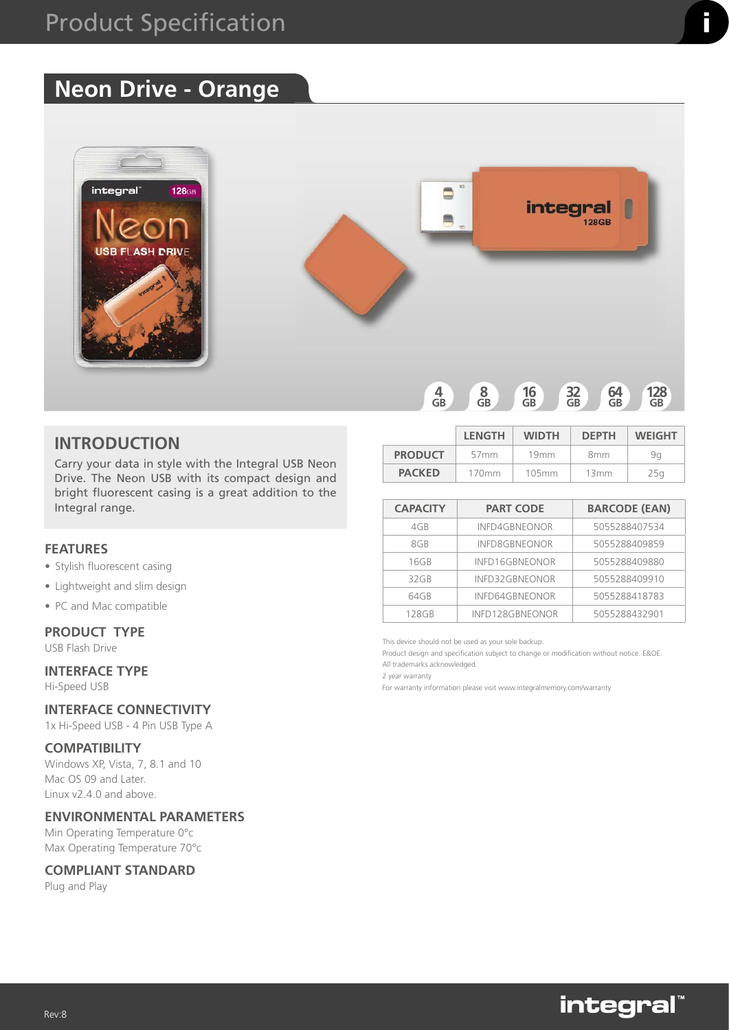# Product Specification

## Neon Drive - Orange

4 GB | 8 GB | 16 GB | 32 GB | 64 GB | 128 GB

### INTRODUCTION

Carry your data in style with the Integral USB Neon Drive. The Neon USB with its compact design and bright fluorescent casing is a great addition to the Integral range.

### FEATURES

- Stylish fluorescent casing
- Lightweight and slim design
- PC and Mac compatible

### PRODUCT TYPE

USB Flash Drive

### INTERFACE TYPE

Hi-Speed USB

### INTERFACE CONNECTIVITY

1x Hi-Speed USB - 4 Pin USB Type A

### COMPATIBILITY

Windows XP, Vista, 7, 8.1 and 10
Mac OS 09 and Later.
Linux v2.4.0 and above.

### ENVIRONMENTAL PARAMETERS

Min Operating Temperature 0°c
Max Operating Temperature 70°c

### COMPLIANT STANDARD

Plug and Play

| | LENGTH | WIDTH | DEPTH | WEIGHT |
|---|---|---|---|---|
| **PRODUCT** | 57mm | 19mm | 8mm | 9g |
| **PACKED** | 170mm | 105mm | 13mm | 25g |

| CAPACITY | PART CODE | BARCODE (EAN) |
|---|---|---|
| 4GB | INFD4GBNEONOR | 5055288407534 |
| 8GB | INFD8GBNEONOR | 5055288409859 |
| 16GB | INFD16GBNEONOR | 5055288409880 |
| 32GB | INFD32GBNEONOR | 5055288409910 |
| 64GB | INFD64GBNEONOR | 5055288418783 |
| 128GB | INFD128GBNEONOR | 5055288432901 |

This device should not be used as your sole backup.
Product design and specification subject to change or modification without notice. E&OE.
All trademarks acknowledged.
2 year warranty
For warranty information please visit www.integralmemory.com/warranty

Rev:8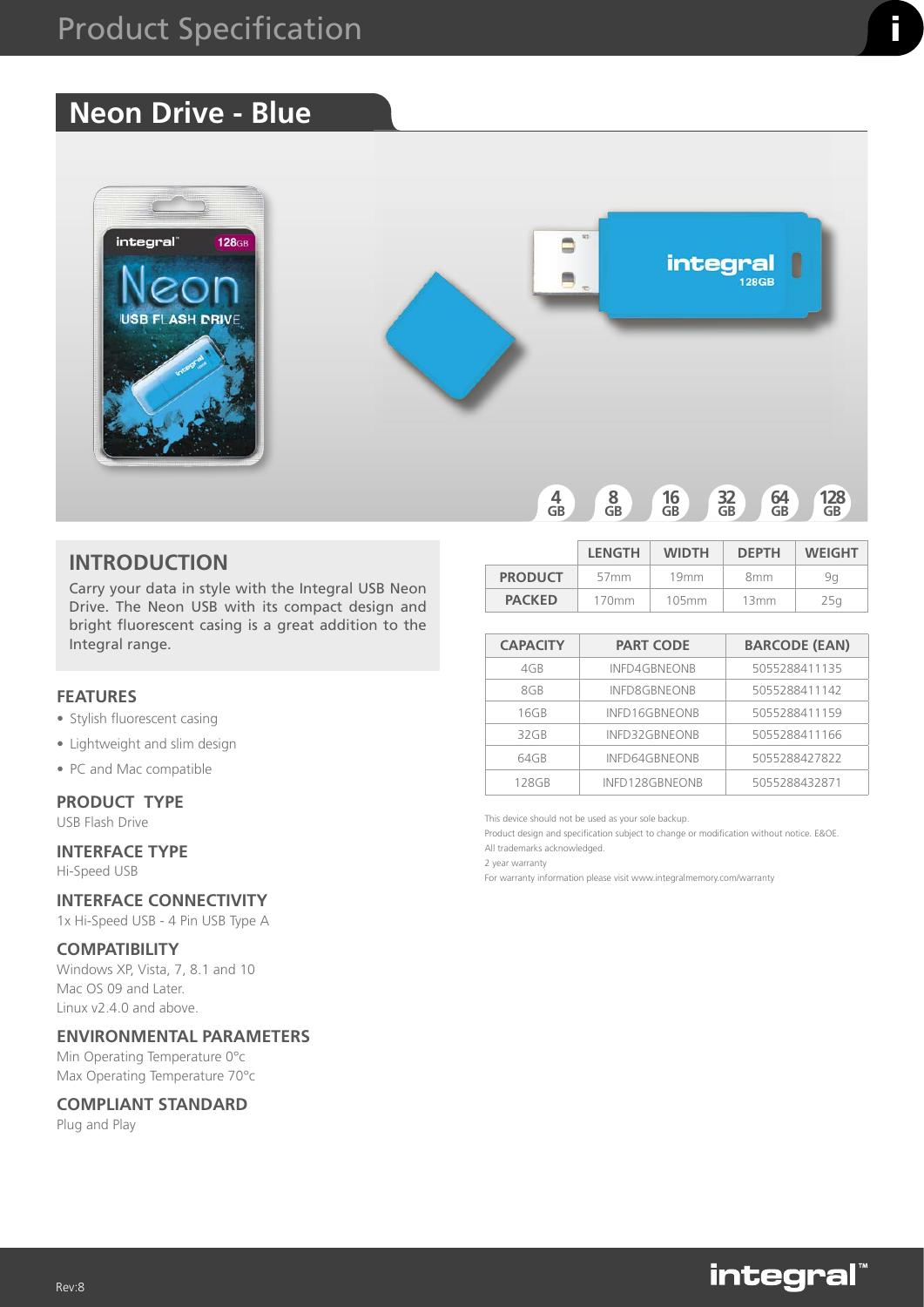# Product Specification

## Neon Drive - Blue

4 GB | 8 GB | 16 GB | 32 GB | 64 GB | 128 GB

### INTRODUCTION

Carry your data in style with the Integral USB Neon Drive. The Neon USB with its compact design and bright fluorescent casing is a great addition to the Integral range.

### FEATURES

- Stylish fluorescent casing
- Lightweight and slim design
- PC and Mac compatible

### PRODUCT TYPE

USB Flash Drive

### INTERFACE TYPE

Hi-Speed USB

### INTERFACE CONNECTIVITY

1x Hi-Speed USB - 4 Pin USB Type A

### COMPATIBILITY

Windows XP, Vista, 7, 8.1 and 10
Mac OS 09 and Later.
Linux v2.4.0 and above.

### ENVIRONMENTAL PARAMETERS

Min Operating Temperature 0°c
Max Operating Temperature 70°c

### COMPLIANT STANDARD

Plug and Play

| | LENGTH | WIDTH | DEPTH | WEIGHT |
|---|---|---|---|---|
| PRODUCT | 57mm | 19mm | 8mm | 9g |
| PACKED | 170mm | 105mm | 13mm | 25g |

| CAPACITY | PART CODE | BARCODE (EAN) |
|---|---|---|
| 4GB | INFD4GBNEONB | 5055288411135 |
| 8GB | INFD8GBNEONB | 5055288411142 |
| 16GB | INFD16GBNEONB | 5055288411159 |
| 32GB | INFD32GBNEONB | 5055288411166 |
| 64GB | INFD64GBNEONB | 5055288427822 |
| 128GB | INFD128GBNEONB | 5055288432871 |

This device should not be used as your sole backup.
Product design and specification subject to change or modification without notice. E&OE.
All trademarks acknowledged.
2 year warranty
For warranty information please visit www.integralmemory.com/warranty

Rev:8